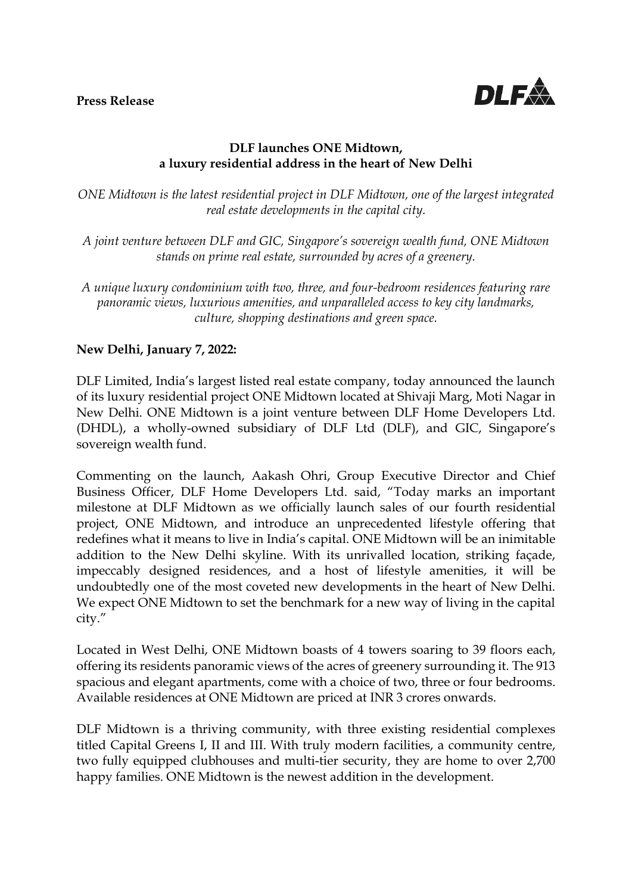**Press Release**

DLF

**DLF launches ONE Midtown,**
**a luxury residential address in the heart of New Delhi**

*ONE Midtown is the latest residential project in DLF Midtown, one of the largest integrated real estate developments in the capital city.*

*A joint venture between DLF and GIC, Singapore's sovereign wealth fund, ONE Midtown stands on prime real estate, surrounded by acres of a greenery.*

*A unique luxury condominium with two, three, and four-bedroom residences featuring rare panoramic views, luxurious amenities, and unparalleled access to key city landmarks, culture, shopping destinations and green space.*

**New Delhi, January 7, 2022:**

DLF Limited, India's largest listed real estate company, today announced the launch of its luxury residential project ONE Midtown located at Shivaji Marg, Moti Nagar in New Delhi. ONE Midtown is a joint venture between DLF Home Developers Ltd. (DHDL), a wholly-owned subsidiary of DLF Ltd (DLF), and GIC, Singapore's sovereign wealth fund.

Commenting on the launch, Aakash Ohri, Group Executive Director and Chief Business Officer, DLF Home Developers Ltd. said, "Today marks an important milestone at DLF Midtown as we officially launch sales of our fourth residential project, ONE Midtown, and introduce an unprecedented lifestyle offering that redefines what it means to live in India's capital. ONE Midtown will be an inimitable addition to the New Delhi skyline. With its unrivalled location, striking façade, impeccably designed residences, and a host of lifestyle amenities, it will be undoubtedly one of the most coveted new developments in the heart of New Delhi. We expect ONE Midtown to set the benchmark for a new way of living in the capital city."

Located in West Delhi, ONE Midtown boasts of 4 towers soaring to 39 floors each, offering its residents panoramic views of the acres of greenery surrounding it. The 913 spacious and elegant apartments, come with a choice of two, three or four bedrooms. Available residences at ONE Midtown are priced at INR 3 crores onwards.

DLF Midtown is a thriving community, with three existing residential complexes titled Capital Greens I, II and III. With truly modern facilities, a community centre, two fully equipped clubhouses and multi-tier security, they are home to over 2,700 happy families. ONE Midtown is the newest addition in the development.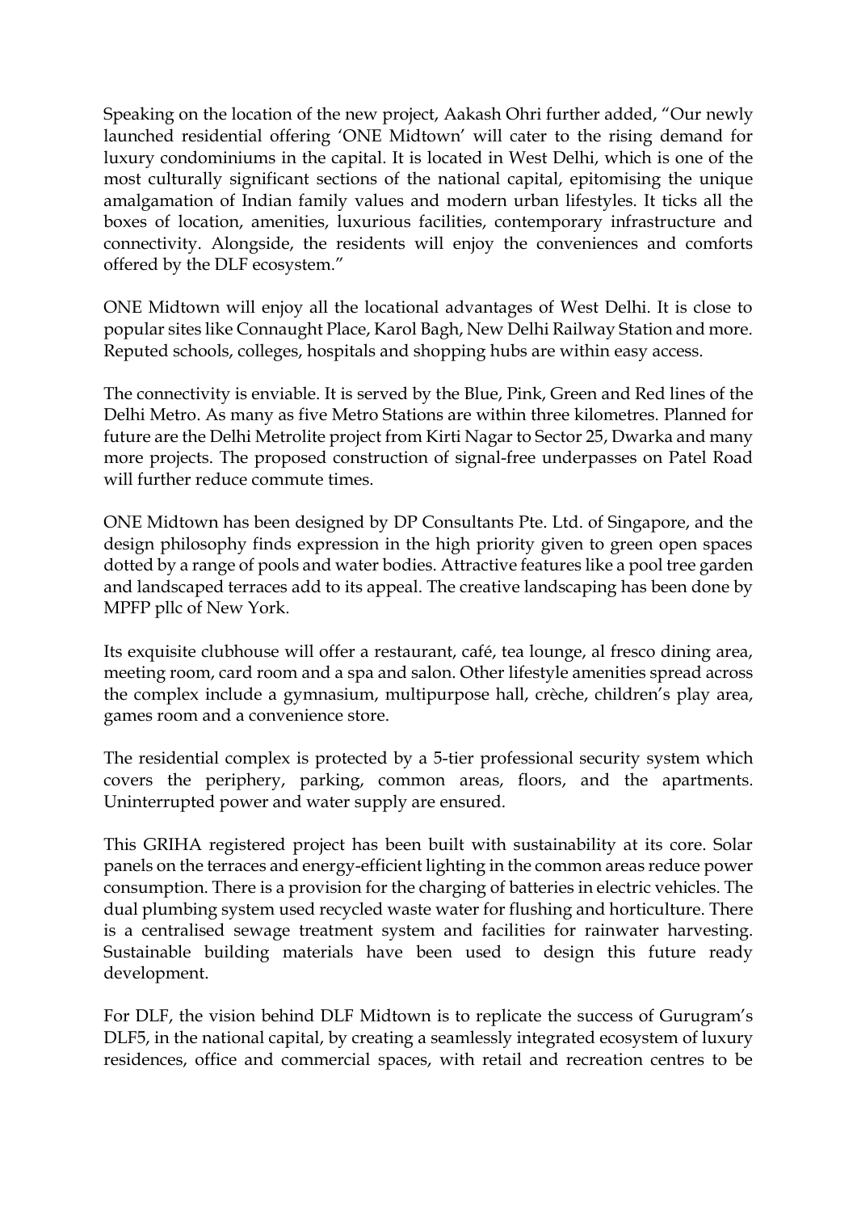Speaking on the location of the new project, Aakash Ohri further added, "Our newly launched residential offering 'ONE Midtown' will cater to the rising demand for luxury condominiums in the capital. It is located in West Delhi, which is one of the most culturally significant sections of the national capital, epitomising the unique amalgamation of Indian family values and modern urban lifestyles. It ticks all the boxes of location, amenities, luxurious facilities, contemporary infrastructure and connectivity. Alongside, the residents will enjoy the conveniences and comforts offered by the DLF ecosystem."

ONE Midtown will enjoy all the locational advantages of West Delhi. It is close to popular sites like Connaught Place, Karol Bagh, New Delhi Railway Station and more. Reputed schools, colleges, hospitals and shopping hubs are within easy access.

The connectivity is enviable. It is served by the Blue, Pink, Green and Red lines of the Delhi Metro. As many as five Metro Stations are within three kilometres. Planned for future are the Delhi Metrolite project from Kirti Nagar to Sector 25, Dwarka and many more projects. The proposed construction of signal-free underpasses on Patel Road will further reduce commute times.

ONE Midtown has been designed by DP Consultants Pte. Ltd. of Singapore, and the design philosophy finds expression in the high priority given to green open spaces dotted by a range of pools and water bodies. Attractive features like a pool tree garden and landscaped terraces add to its appeal. The creative landscaping has been done by MPFP pllc of New York.

Its exquisite clubhouse will offer a restaurant, café, tea lounge, al fresco dining area, meeting room, card room and a spa and salon. Other lifestyle amenities spread across the complex include a gymnasium, multipurpose hall, crèche, children's play area, games room and a convenience store.

The residential complex is protected by a 5-tier professional security system which covers the periphery, parking, common areas, floors, and the apartments. Uninterrupted power and water supply are ensured.

This GRIHA registered project has been built with sustainability at its core. Solar panels on the terraces and energy-efficient lighting in the common areas reduce power consumption. There is a provision for the charging of batteries in electric vehicles. The dual plumbing system used recycled waste water for flushing and horticulture. There is a centralised sewage treatment system and facilities for rainwater harvesting. Sustainable building materials have been used to design this future ready development.

For DLF, the vision behind DLF Midtown is to replicate the success of Gurugram's DLF5, in the national capital, by creating a seamlessly integrated ecosystem of luxury residences, office and commercial spaces, with retail and recreation centres to be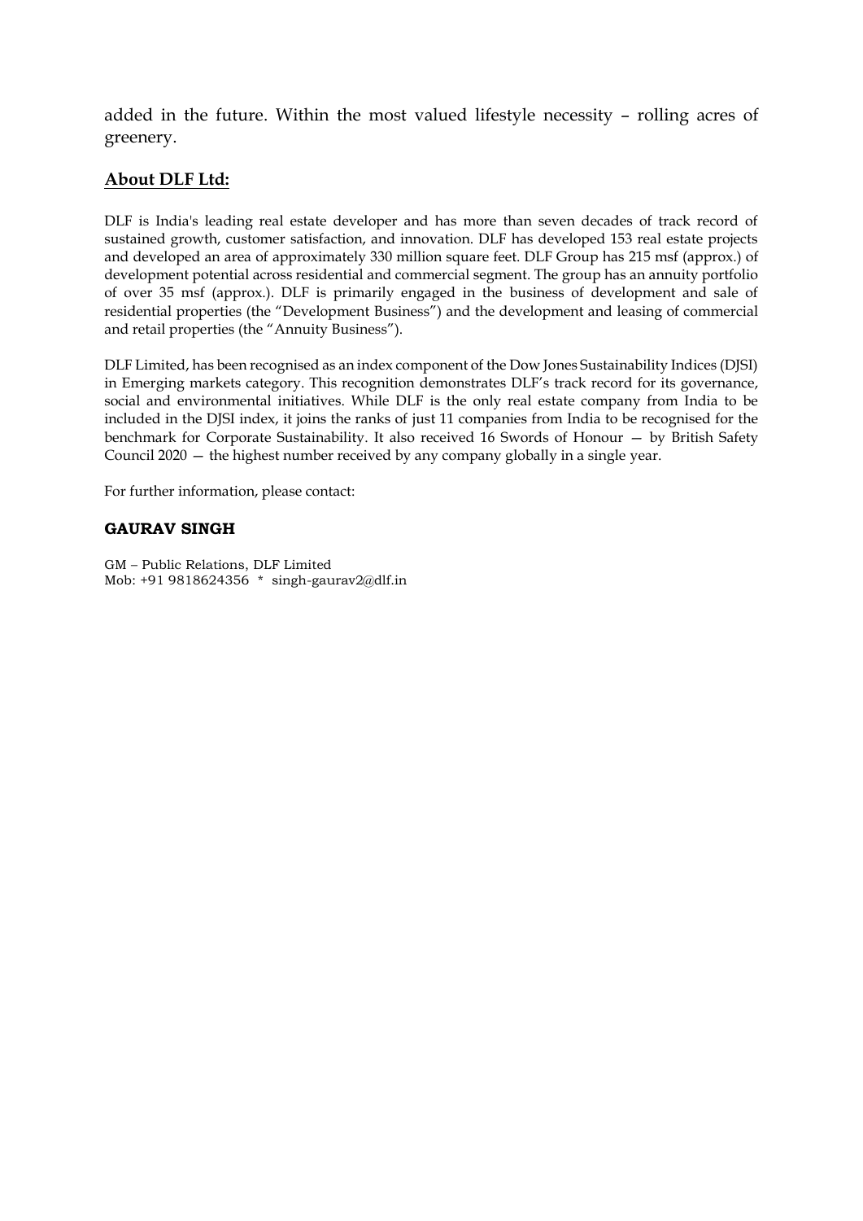added in the future. Within the most valued lifestyle necessity – rolling acres of greenery.

## About DLF Ltd:

DLF is India's leading real estate developer and has more than seven decades of track record of sustained growth, customer satisfaction, and innovation. DLF has developed 153 real estate projects and developed an area of approximately 330 million square feet. DLF Group has 215 msf (approx.) of development potential across residential and commercial segment. The group has an annuity portfolio of over 35 msf (approx.). DLF is primarily engaged in the business of development and sale of residential properties (the "Development Business") and the development and leasing of commercial and retail properties (the "Annuity Business").

DLF Limited, has been recognised as an index component of the Dow Jones Sustainability Indices (DJSI) in Emerging markets category. This recognition demonstrates DLF's track record for its governance, social and environmental initiatives. While DLF is the only real estate company from India to be included in the DJSI index, it joins the ranks of just 11 companies from India to be recognised for the benchmark for Corporate Sustainability. It also received 16 Swords of Honour — by British Safety Council 2020 — the highest number received by any company globally in a single year.

For further information, please contact:

**GAURAV SINGH**

GM – Public Relations, DLF Limited
Mob: +91 9818624356 * singh-gaurav2@dlf.in